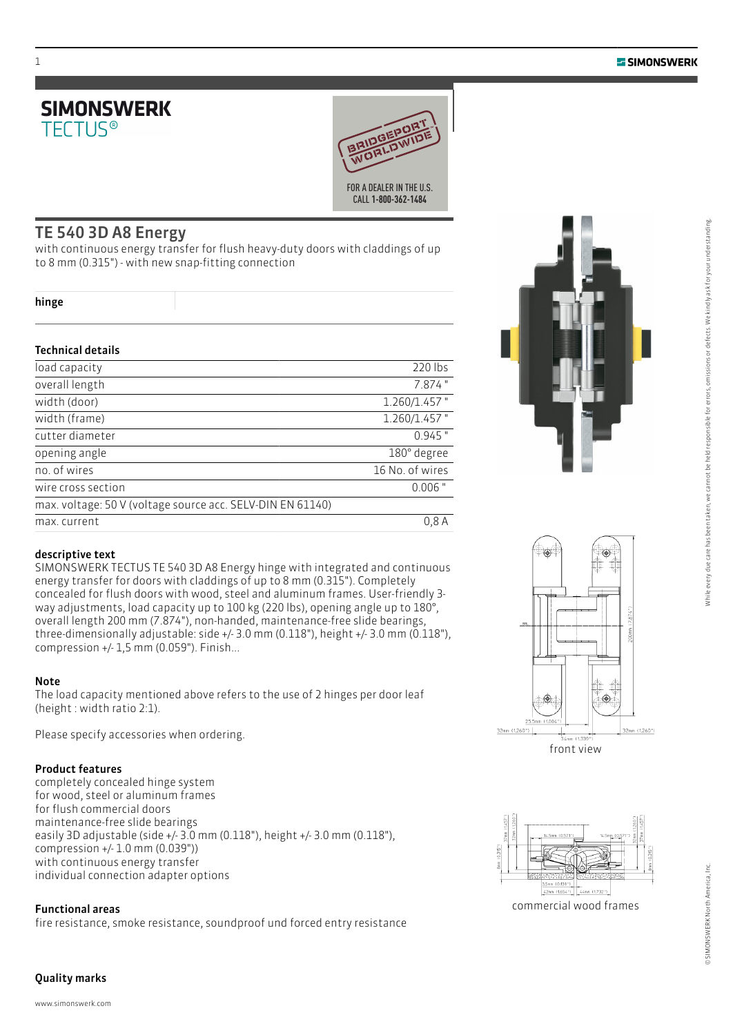# SIMONSWERK
TECTUS®

FOR A DEALER IN THE U.S.
CALL 1-800-362-1484

## TE 540 3D A8 Energy

with continuous energy transfer for flush heavy-duty doors with claddings of up to 8 mm (0.315") - with new snap-fitting connection

**hinge**

### Technical details

| | |
|---|---|
| load capacity | 220 lbs |
| overall length | 7.874 " |
| width (door) | 1.260/1.457 " |
| width (frame) | 1.260/1.457 " |
| cutter diameter | 0.945 " |
| opening angle | 180° degree |
| no. of wires | 16 No. of wires |
| wire cross section | 0.006 " |
| max. voltage: 50 V (voltage source acc. SELV-DIN EN 61140) | |
| max. current | 0,8 A |

### descriptive text

SIMONSWERK TECTUS TE 540 3D A8 Energy hinge with integrated and continuous energy transfer for doors with claddings of up to 8 mm (0.315"). Completely concealed for flush doors with wood, steel and aluminum frames. User-friendly 3-way adjustments, load capacity up to 100 kg (220 lbs), opening angle up to 180°, overall length 200 mm (7.874"), non-handed, maintenance-free slide bearings, three-dimensionally adjustable: side +/- 3.0 mm (0.118"), height +/- 3.0 mm (0.118"), compression +/- 1,5 mm (0.059"). Finish...

### Note

The load capacity mentioned above refers to the use of 2 hinges per door leaf (height : width ratio 2:1).

Please specify accessories when ordering.

### Product features

completely concealed hinge system
for wood, steel or aluminum frames
for flush commercial doors
maintenance-free slide bearings
easily 3D adjustable (side +/- 3.0 mm (0.118"), height +/- 3.0 mm (0.118"), compression +/- 1.0 mm (0.039"))
with continuous energy transfer
individual connection adapter options

### Functional areas

fire resistance, smoke resistance, soundproof und forced entry resistance

### Quality marks

front view

commercial wood frames

While every due care has been taken, we cannot be held responsible for errors, omissions or defects. We kindly ask for your understanding.

© SIMONSWERK North America, Inc.

www.simonswerk.com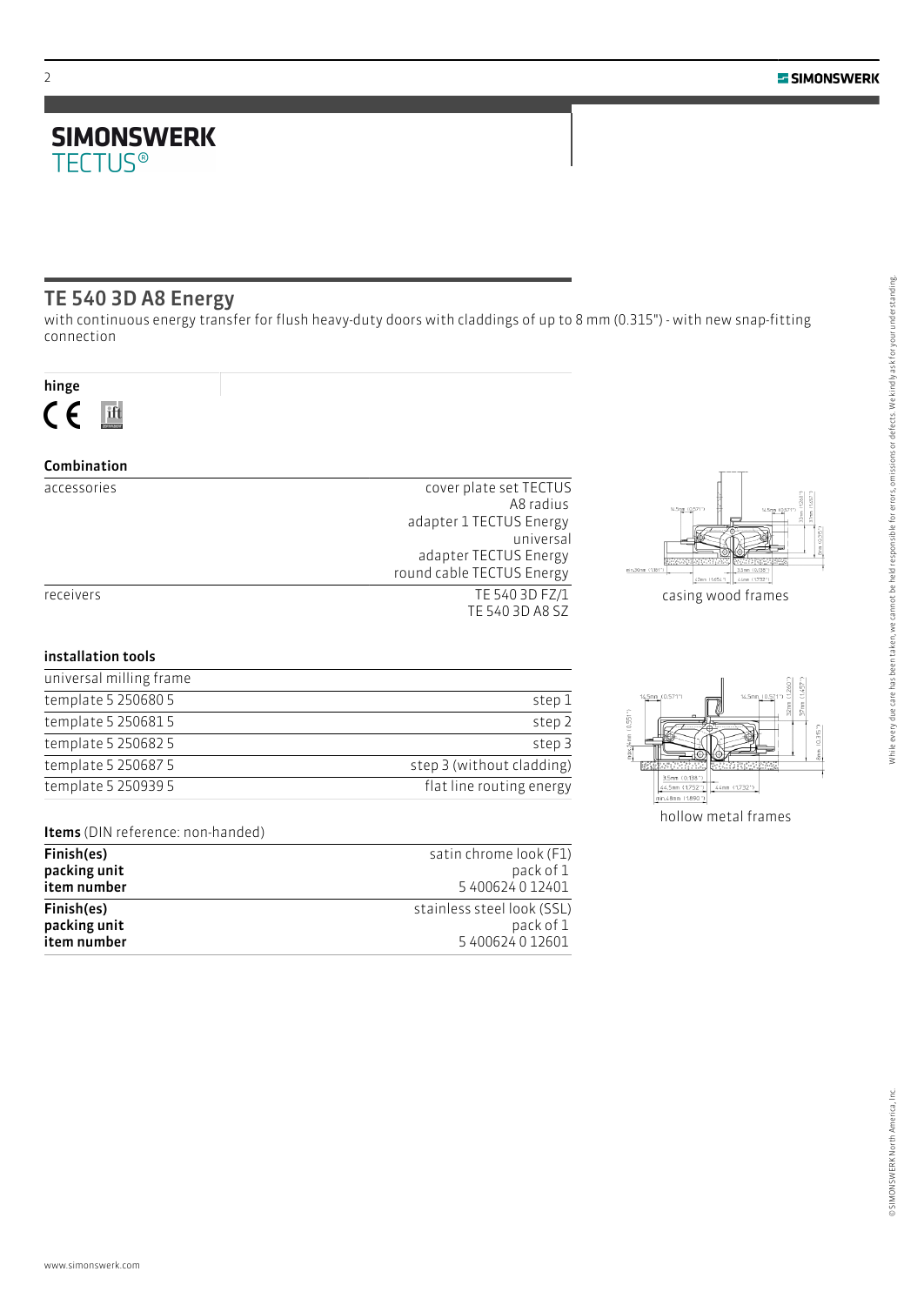# SIMONSWERK TECTUS®

## TE 540 3D A8 Energy

with continuous energy transfer for flush heavy-duty doors with claddings of up to 8 mm (0.315") - with new snap-fitting connection

### hinge

### Combination

| | |
|---|---|
| accessories | cover plate set TECTUS A8 radius<br>adapter 1 TECTUS Energy universal<br>adapter TECTUS Energy round cable TECTUS Energy |
| receivers | TE 540 3D FZ/1<br>TE 540 3D A8 SZ |

14.5mm (0.571")
14.5mm (0.571")
33mm (1.299")
37mm (1.457")
8mm (0.315")
min.30mm (1.181")
42mm (1.654")
3.5mm (0.138")
44mm (1.732")

casing wood frames

### installation tools

| | |
|---|---|
| universal milling frame | |
| template 5 250680 5 | step 1 |
| template 5 250681 5 | step 2 |
| template 5 250682 5 | step 3 |
| template 5 250687 5 | step 3 (without cladding) |
| template 5 250939 5 | flat line routing energy |

14.5mm (0.571")
14.5mm (0.571")
14mm (0.551")
max.5mm
32mm (1.260")
37mm (1.457")
8mm (0.315")
3.5mm (0.138")
44.5mm (1.752")
44mm (1.732")
min.48mm (1.890")

hollow metal frames

### Items (DIN reference: non-handed)

| | |
|---|---|
| **Finish(es)** | satin chrome look (F1) |
| **packing unit** | pack of 1 |
| **item number** | 5 400624 0 12401 |
| **Finish(es)** | stainless steel look (SSL) |
| **packing unit** | pack of 1 |
| **item number** | 5 400624 0 12601 |

While every due care has been taken, we cannot be held responsible for errors, omissions or defects. We kindly ask for your understanding.

© SIMONSWERK North America, Inc.